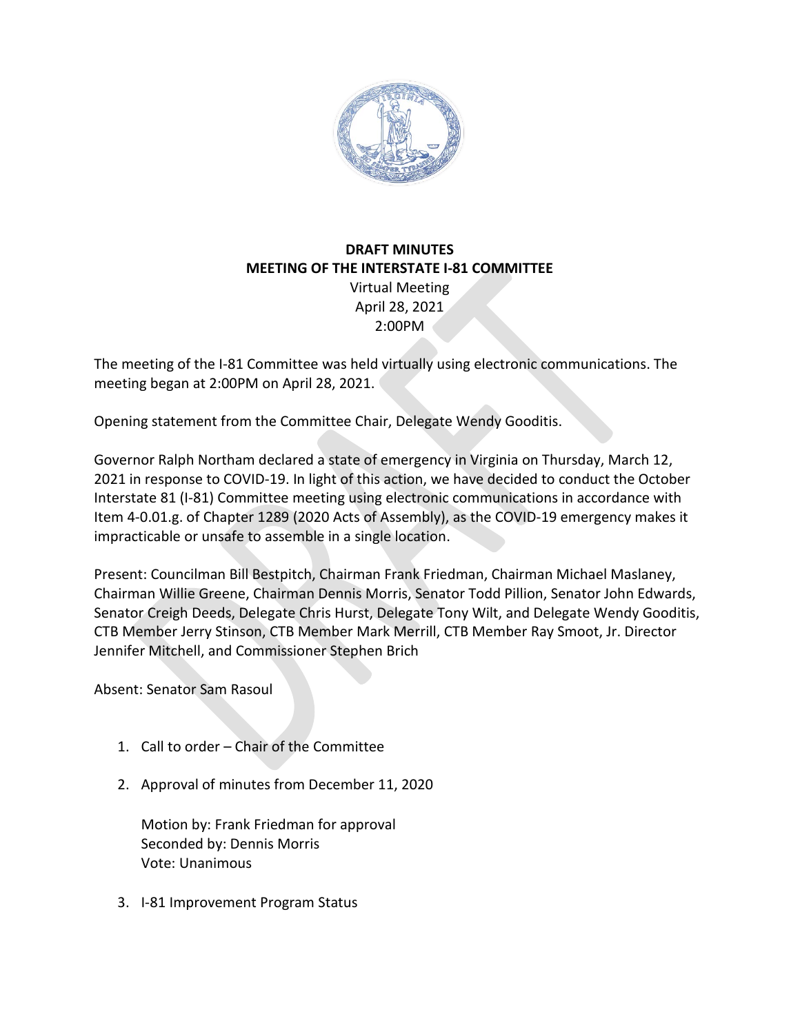**DRAFT MINUTES**
**MEETING OF THE INTERSTATE I-81 COMMITTEE**
Virtual Meeting
April 28, 2021
2:00PM

The meeting of the I-81 Committee was held virtually using electronic communications. The meeting began at 2:00PM on April 28, 2021.

Opening statement from the Committee Chair, Delegate Wendy Gooditis.

Governor Ralph Northam declared a state of emergency in Virginia on Thursday, March 12, 2021 in response to COVID-19. In light of this action, we have decided to conduct the October Interstate 81 (I-81) Committee meeting using electronic communications in accordance with Item 4-0.01.g. of Chapter 1289 (2020 Acts of Assembly), as the COVID-19 emergency makes it impracticable or unsafe to assemble in a single location.

Present: Councilman Bill Bestpitch, Chairman Frank Friedman, Chairman Michael Maslaney, Chairman Willie Greene, Chairman Dennis Morris, Senator Todd Pillion, Senator John Edwards, Senator Creigh Deeds, Delegate Chris Hurst, Delegate Tony Wilt, and Delegate Wendy Gooditis, CTB Member Jerry Stinson, CTB Member Mark Merrill, CTB Member Ray Smoot, Jr. Director Jennifer Mitchell, and Commissioner Stephen Brich

Absent: Senator Sam Rasoul

1. Call to order – Chair of the Committee

2. Approval of minutes from December 11, 2020

   Motion by: Frank Friedman for approval
   Seconded by: Dennis Morris
   Vote: Unanimous

3. I-81 Improvement Program Status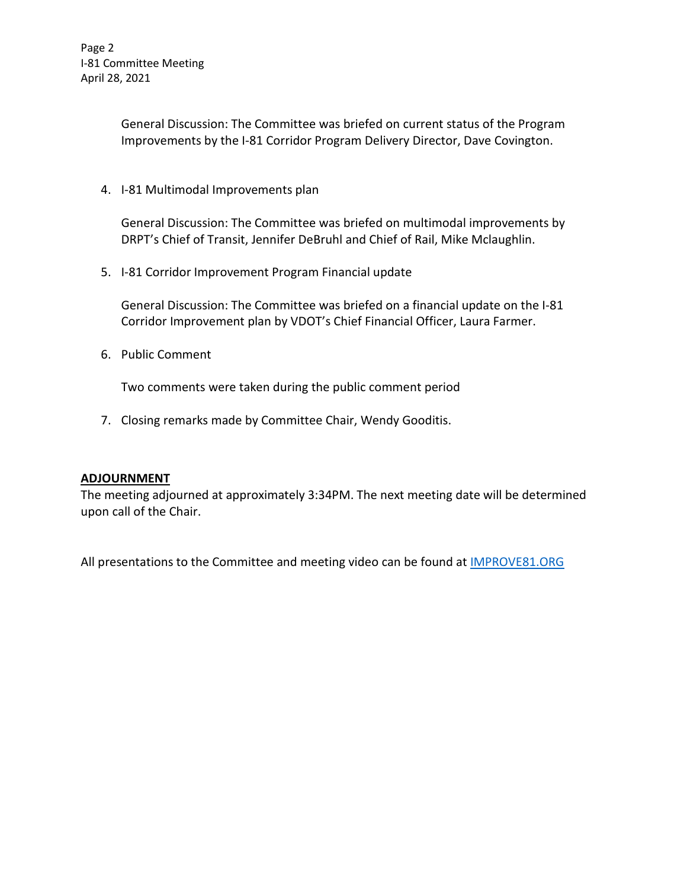General Discussion: The Committee was briefed on current status of the Program Improvements by the I-81 Corridor Program Delivery Director, Dave Covington.

4. I-81 Multimodal Improvements plan

   General Discussion: The Committee was briefed on multimodal improvements by DRPT's Chief of Transit, Jennifer DeBruhl and Chief of Rail, Mike Mclaughlin.

5. I-81 Corridor Improvement Program Financial update

   General Discussion: The Committee was briefed on a financial update on the I-81 Corridor Improvement plan by VDOT's Chief Financial Officer, Laura Farmer.

6. Public Comment

   Two comments were taken during the public comment period

7. Closing remarks made by Committee Chair, Wendy Gooditis.

**ADJOURNMENT**

The meeting adjourned at approximately 3:34PM. The next meeting date will be determined upon call of the Chair.

All presentations to the Committee and meeting video can be found at [IMPROVE81.ORG](IMPROVE81.ORG)